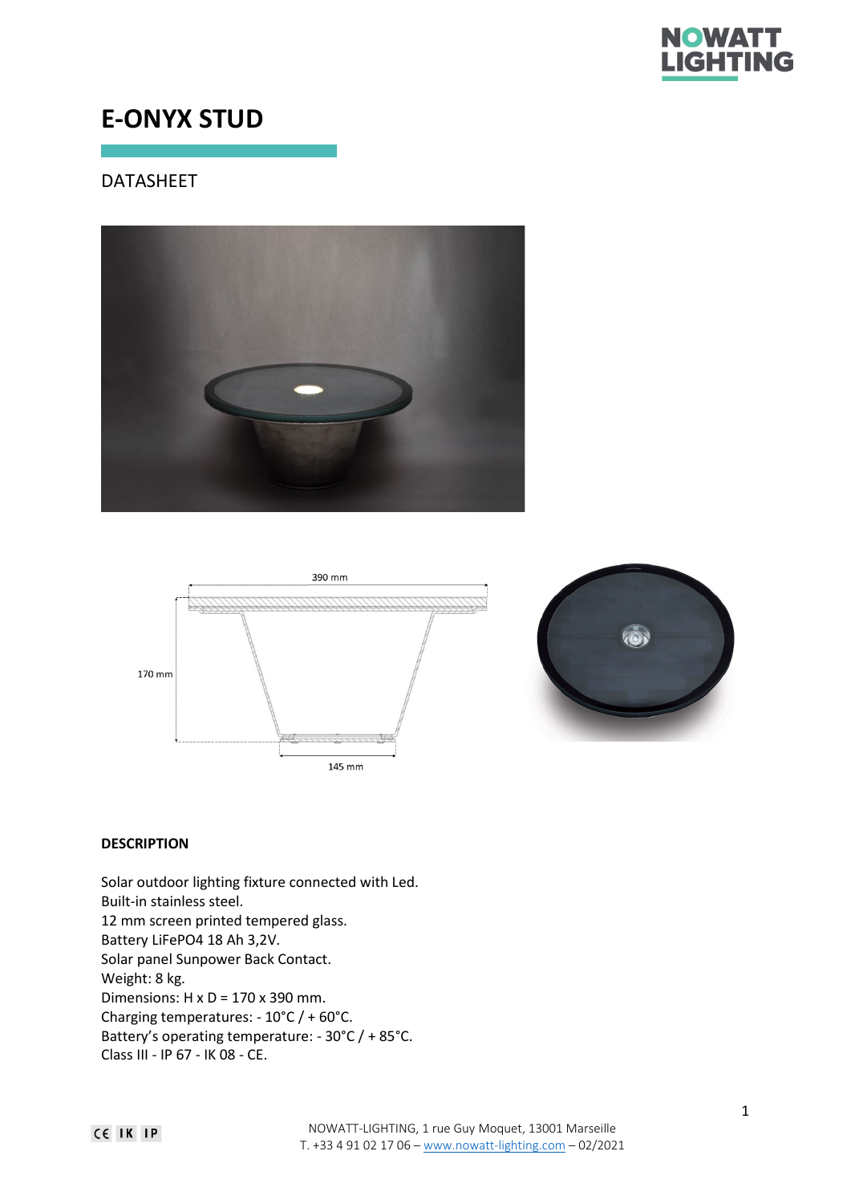# E-ONYX STUD

DATASHEET

390 mm

170 mm

145 mm

## DESCRIPTION

Solar outdoor lighting fixture connected with Led.
Built-in stainless steel.
12 mm screen printed tempered glass.
Battery LiFePO4 18 Ah 3,2V.
Solar panel Sunpower Back Contact.
Weight: 8 kg.
Dimensions: H x D = 170 x 390 mm.
Charging temperatures: - 10°C / + 60°C.
Battery's operating temperature: - 30°C / + 85°C.
Class III - IP 67 - IK 08 - CE.

NOWATT-LIGHTING, 1 rue Guy Moquet, 13001 Marseille
T. +33 4 91 02 17 06 – www.nowatt-lighting.com – 02/2021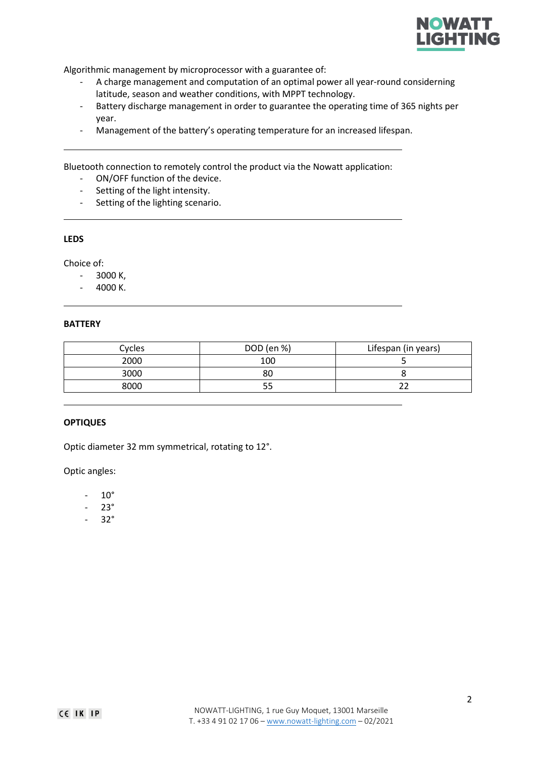Algorithmic management by microprocessor with a guarantee of:

- A charge management and computation of an optimal power all year-round considerning latitude, season and weather conditions, with MPPT technology.
- Battery discharge management in order to guarantee the operating time of 365 nights per year.
- Management of the battery's operating temperature for an increased lifespan.

---

Bluetooth connection to remotely control the product via the Nowatt application:

- ON/OFF function of the device.
- Setting of the light intensity.
- Setting of the lighting scenario.

---

**LEDS**

Choice of:

- 3000 K,
- 4000 K.

---

**BATTERY**

| Cycles | DOD (en %) | Lifespan (in years) |
|---|---|---|
| 2000 | 100 | 5 |
| 3000 | 80 | 8 |
| 8000 | 55 | 22 |

---

**OPTIQUES**

Optic diameter 32 mm symmetrical, rotating to 12°.

Optic angles:

- 10°
- 23°
- 32°

NOWATT-LIGHTING, 1 rue Guy Moquet, 13001 Marseille
T. +33 4 91 02 17 06 – www.nowatt-lighting.com – 02/2021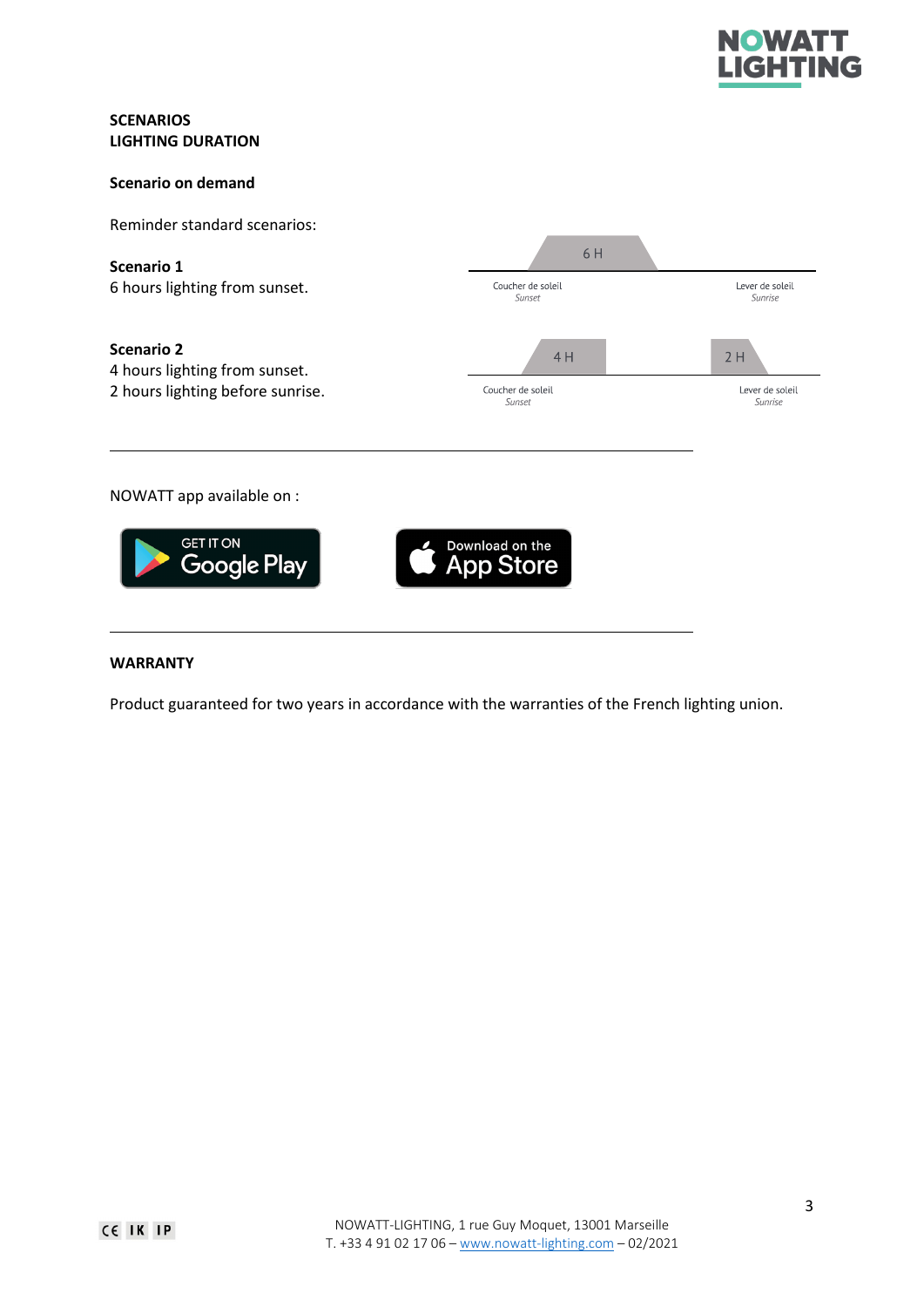## SCENARIOS
## LIGHTING DURATION

### Scenario on demand

Reminder standard scenarios:

**Scenario 1**
6 hours lighting from sunset.

6 H
Coucher de soleil
*Sunset*
Lever de soleil
*Sunrise*

**Scenario 2**
4 hours lighting from sunset.
2 hours lighting before sunrise.

4 H
2 H
Coucher de soleil
*Sunset*
Lever de soleil
*Sunrise*

---

NOWATT app available on :

GET IT ON Google Play

Download on the App Store

---

### WARRANTY

Product guaranteed for two years in accordance with the warranties of the French lighting union.

CE IK IP

NOWATT-LIGHTING, 1 rue Guy Moquet, 13001 Marseille
T. +33 4 91 02 17 06 – www.nowatt-lighting.com – 02/2021